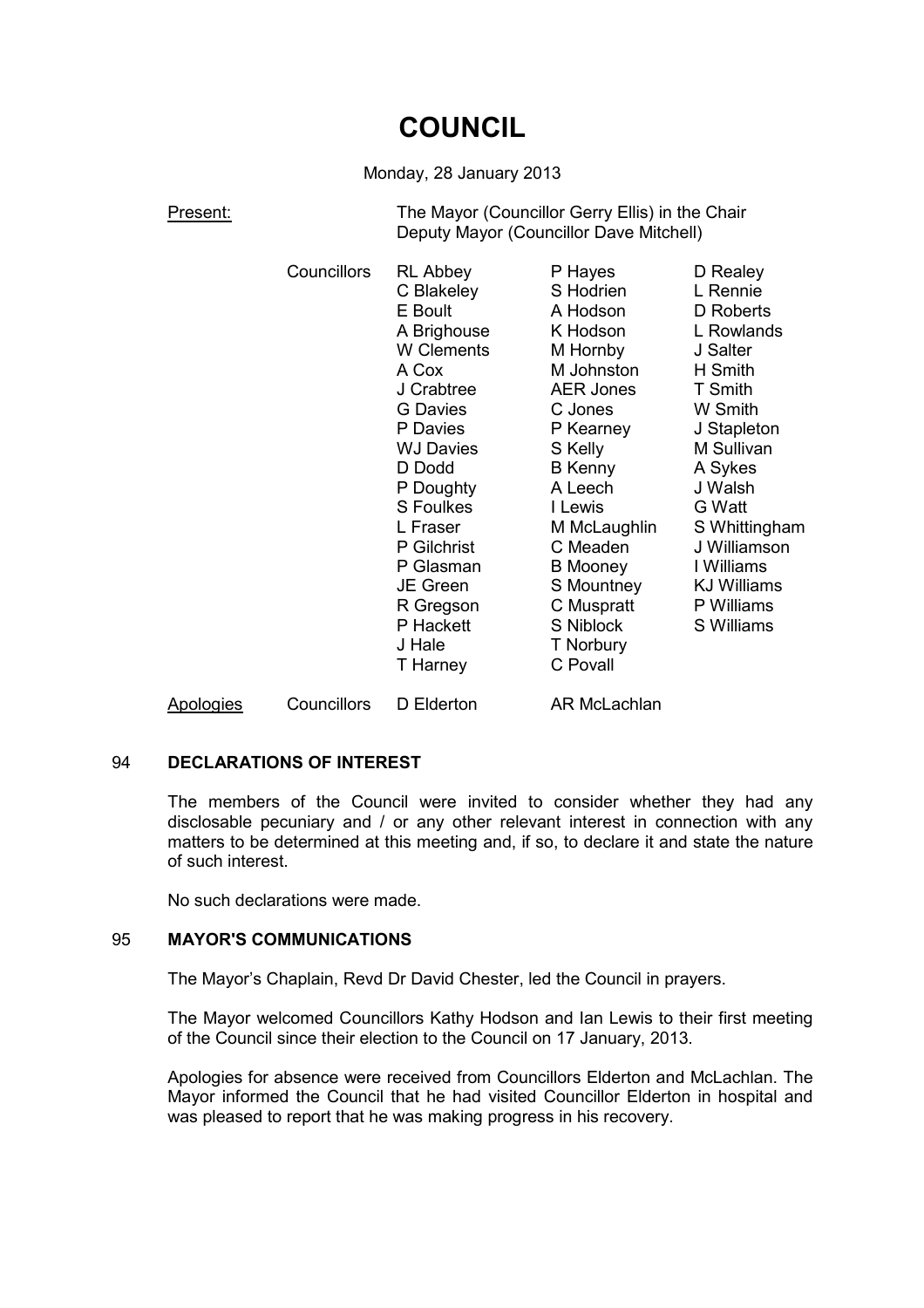# COUNCIL

Monday, 28 January 2013

**Present:** The Mayor (Councillor Gerry Ellis) in the Chair
Deputy Mayor (Councillor Dave Mitchell)

| | | | |
|---|---|---|---|
| Councillors | RL Abbey | P Hayes | D Realey |
| | C Blakeley | S Hodrien | L Rennie |
| | E Boult | A Hodson | D Roberts |
| | A Brighouse | K Hodson | L Rowlands |
| | W Clements | M Hornby | J Salter |
| | A Cox | M Johnston | H Smith |
| | J Crabtree | AER Jones | T Smith |
| | G Davies | C Jones | W Smith |
| | P Davies | P Kearney | J Stapleton |
| | WJ Davies | S Kelly | M Sullivan |
| | D Dodd | B Kenny | A Sykes |
| | P Doughty | A Leech | J Walsh |
| | S Foulkes | I Lewis | G Watt |
| | L Fraser | M McLaughlin | S Whittingham |
| | P Gilchrist | C Meaden | J Williamson |
| | P Glasman | B Mooney | I Williams |
| | JE Green | S Mountney | KJ Williams |
| | R Gregson | C Muspratt | P Williams |
| | P Hackett | S Niblock | S Williams |
| | J Hale | T Norbury | |
| | T Harney | C Povall | |

**Apologies** Councillors D Elderton, AR McLachlan

## 94 DECLARATIONS OF INTEREST

The members of the Council were invited to consider whether they had any disclosable pecuniary and / or any other relevant interest in connection with any matters to be determined at this meeting and, if so, to declare it and state the nature of such interest.

No such declarations were made.

## 95 MAYOR'S COMMUNICATIONS

The Mayor's Chaplain, Revd Dr David Chester, led the Council in prayers.

The Mayor welcomed Councillors Kathy Hodson and Ian Lewis to their first meeting of the Council since their election to the Council on 17 January, 2013.

Apologies for absence were received from Councillors Elderton and McLachlan. The Mayor informed the Council that he had visited Councillor Elderton in hospital and was pleased to report that he was making progress in his recovery.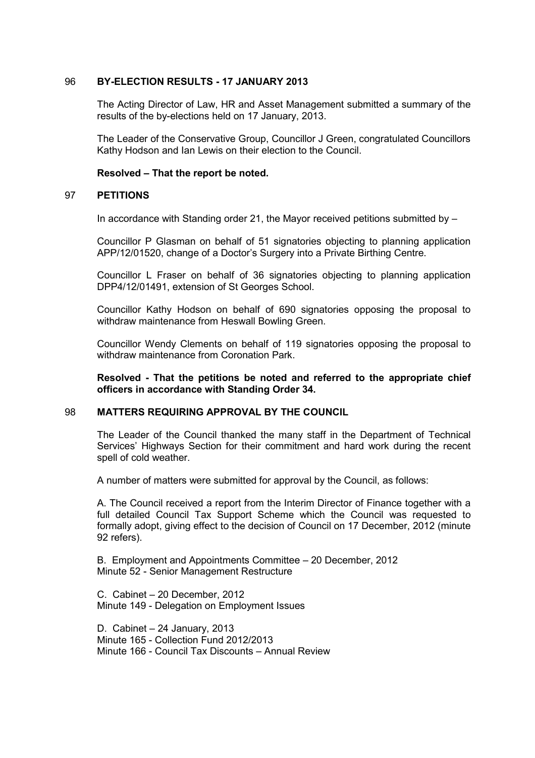## 96 BY-ELECTION RESULTS - 17 JANUARY 2013

The Acting Director of Law, HR and Asset Management submitted a summary of the results of the by-elections held on 17 January, 2013.

The Leader of the Conservative Group, Councillor J Green, congratulated Councillors Kathy Hodson and Ian Lewis on their election to the Council.

**Resolved – That the report be noted.**

## 97 PETITIONS

In accordance with Standing order 21, the Mayor received petitions submitted by –

Councillor P Glasman on behalf of 51 signatories objecting to planning application APP/12/01520, change of a Doctor's Surgery into a Private Birthing Centre.

Councillor L Fraser on behalf of 36 signatories objecting to planning application DPP4/12/01491, extension of St Georges School.

Councillor Kathy Hodson on behalf of 690 signatories opposing the proposal to withdraw maintenance from Heswall Bowling Green.

Councillor Wendy Clements on behalf of 119 signatories opposing the proposal to withdraw maintenance from Coronation Park.

**Resolved - That the petitions be noted and referred to the appropriate chief officers in accordance with Standing Order 34.**

## 98 MATTERS REQUIRING APPROVAL BY THE COUNCIL

The Leader of the Council thanked the many staff in the Department of Technical Services' Highways Section for their commitment and hard work during the recent spell of cold weather.

A number of matters were submitted for approval by the Council, as follows:

A. The Council received a report from the Interim Director of Finance together with a full detailed Council Tax Support Scheme which the Council was requested to formally adopt, giving effect to the decision of Council on 17 December, 2012 (minute 92 refers).

B. Employment and Appointments Committee – 20 December, 2012
Minute 52 - Senior Management Restructure

C. Cabinet – 20 December, 2012
Minute 149 - Delegation on Employment Issues

D. Cabinet – 24 January, 2013
Minute 165 - Collection Fund 2012/2013
Minute 166 - Council Tax Discounts – Annual Review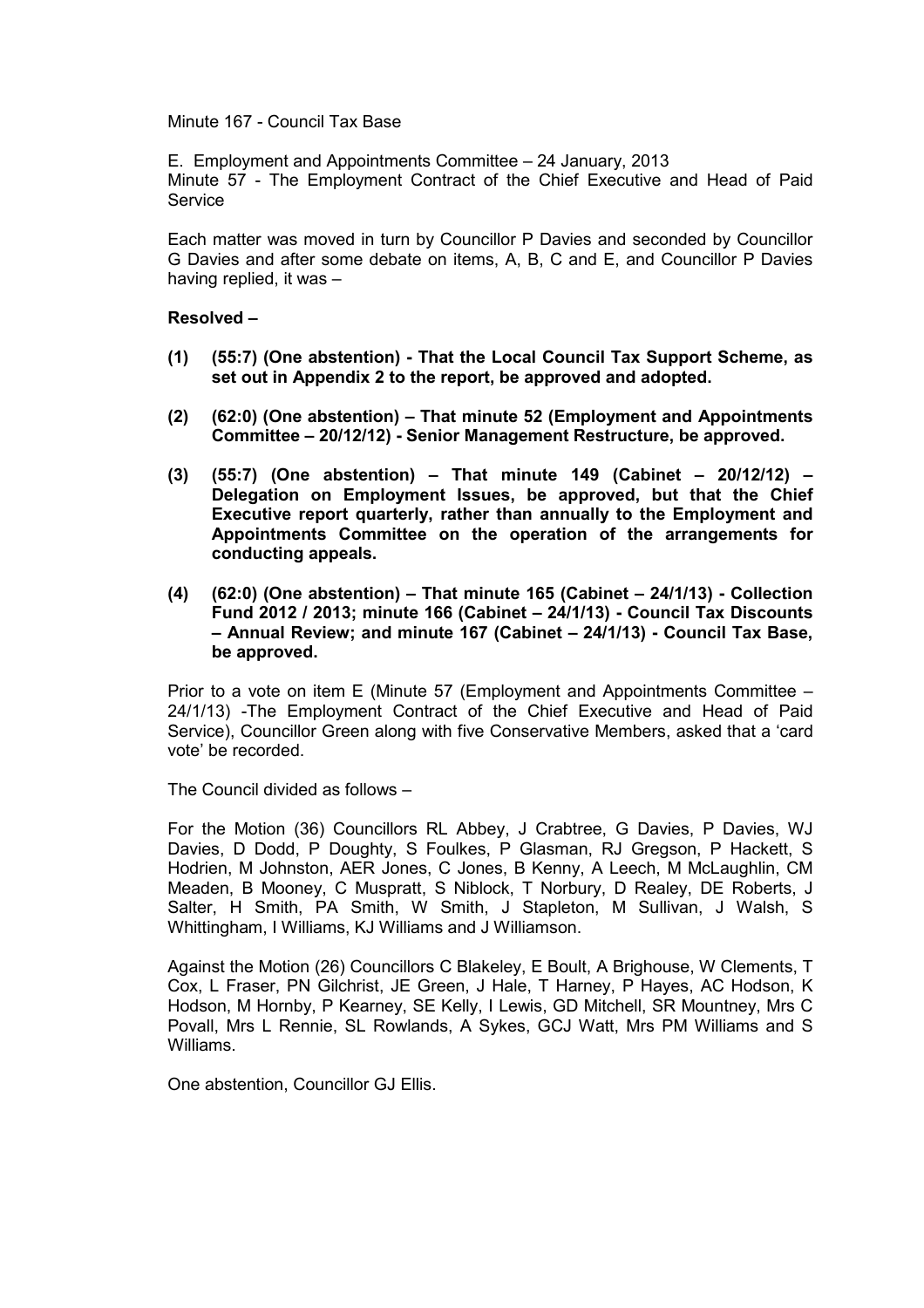Minute 167 - Council Tax Base

E. Employment and Appointments Committee – 24 January, 2013
Minute 57 - The Employment Contract of the Chief Executive and Head of Paid Service

Each matter was moved in turn by Councillor P Davies and seconded by Councillor G Davies and after some debate on items, A, B, C and E, and Councillor P Davies having replied, it was –

**Resolved –**

**(1) (55:7) (One abstention) - That the Local Council Tax Support Scheme, as set out in Appendix 2 to the report, be approved and adopted.**

**(2) (62:0) (One abstention) – That minute 52 (Employment and Appointments Committee – 20/12/12) - Senior Management Restructure, be approved.**

**(3) (55:7) (One abstention) – That minute 149 (Cabinet – 20/12/12) – Delegation on Employment Issues, be approved, but that the Chief Executive report quarterly, rather than annually to the Employment and Appointments Committee on the operation of the arrangements for conducting appeals.**

**(4) (62:0) (One abstention) – That minute 165 (Cabinet – 24/1/13) - Collection Fund 2012 / 2013; minute 166 (Cabinet – 24/1/13) - Council Tax Discounts – Annual Review; and minute 167 (Cabinet – 24/1/13) - Council Tax Base, be approved.**

Prior to a vote on item E (Minute 57 (Employment and Appointments Committee – 24/1/13) -The Employment Contract of the Chief Executive and Head of Paid Service), Councillor Green along with five Conservative Members, asked that a 'card vote' be recorded.

The Council divided as follows –

For the Motion (36) Councillors RL Abbey, J Crabtree, G Davies, P Davies, WJ Davies, D Dodd, P Doughty, S Foulkes, P Glasman, RJ Gregson, P Hackett, S Hodrien, M Johnston, AER Jones, C Jones, B Kenny, A Leech, M McLaughlin, CM Meaden, B Mooney, C Muspratt, S Niblock, T Norbury, D Realey, DE Roberts, J Salter, H Smith, PA Smith, W Smith, J Stapleton, M Sullivan, J Walsh, S Whittingham, I Williams, KJ Williams and J Williamson.

Against the Motion (26) Councillors C Blakeley, E Boult, A Brighouse, W Clements, T Cox, L Fraser, PN Gilchrist, JE Green, J Hale, T Harney, P Hayes, AC Hodson, K Hodson, M Hornby, P Kearney, SE Kelly, I Lewis, GD Mitchell, SR Mountney, Mrs C Povall, Mrs L Rennie, SL Rowlands, A Sykes, GCJ Watt, Mrs PM Williams and S Williams.

One abstention, Councillor GJ Ellis.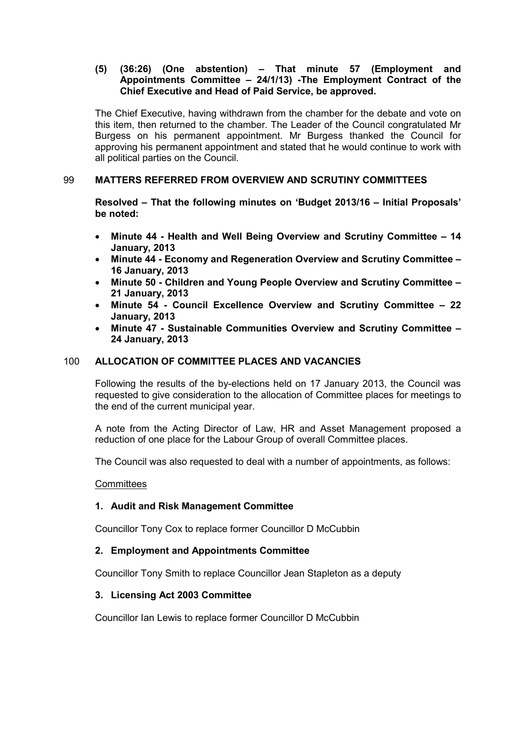**(5) (36:26) (One abstention) – That minute 57 (Employment and Appointments Committee – 24/1/13) -The Employment Contract of the Chief Executive and Head of Paid Service, be approved.**

The Chief Executive, having withdrawn from the chamber for the debate and vote on this item, then returned to the chamber. The Leader of the Council congratulated Mr Burgess on his permanent appointment. Mr Burgess thanked the Council for approving his permanent appointment and stated that he would continue to work with all political parties on the Council.

## 99 MATTERS REFERRED FROM OVERVIEW AND SCRUTINY COMMITTEES

**Resolved – That the following minutes on 'Budget 2013/16 – Initial Proposals' be noted:**

- **Minute 44 - Health and Well Being Overview and Scrutiny Committee – 14 January, 2013**
- **Minute 44 - Economy and Regeneration Overview and Scrutiny Committee – 16 January, 2013**
- **Minute 50 - Children and Young People Overview and Scrutiny Committee – 21 January, 2013**
- **Minute 54 - Council Excellence Overview and Scrutiny Committee – 22 January, 2013**
- **Minute 47 - Sustainable Communities Overview and Scrutiny Committee – 24 January, 2013**

## 100 ALLOCATION OF COMMITTEE PLACES AND VACANCIES

Following the results of the by-elections held on 17 January 2013, the Council was requested to give consideration to the allocation of Committee places for meetings to the end of the current municipal year.

A note from the Acting Director of Law, HR and Asset Management proposed a reduction of one place for the Labour Group of overall Committee places.

The Council was also requested to deal with a number of appointments, as follows:

Committees

**1. Audit and Risk Management Committee**

Councillor Tony Cox to replace former Councillor D McCubbin

**2. Employment and Appointments Committee**

Councillor Tony Smith to replace Councillor Jean Stapleton as a deputy

**3. Licensing Act 2003 Committee**

Councillor Ian Lewis to replace former Councillor D McCubbin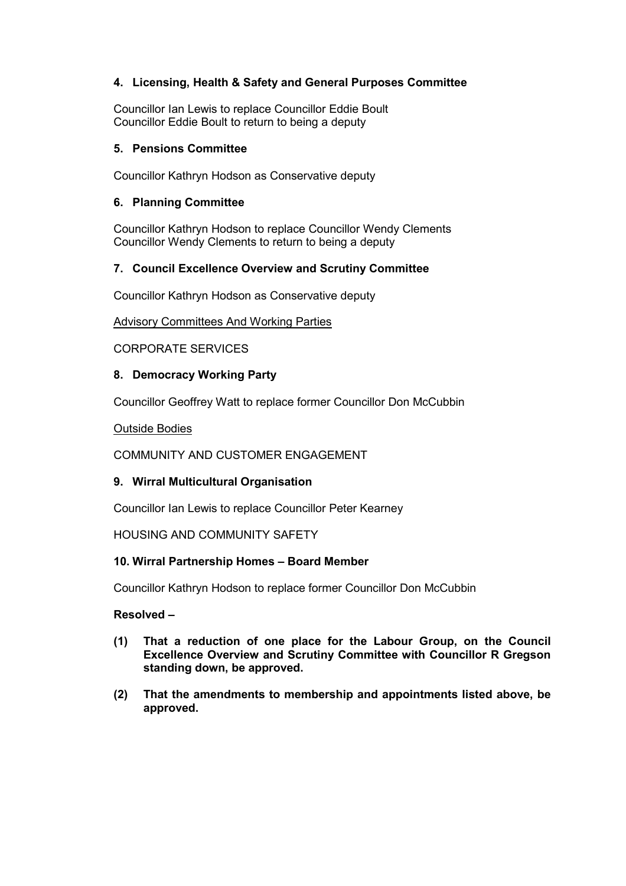**4. Licensing, Health & Safety and General Purposes Committee**

Councillor Ian Lewis to replace Councillor Eddie Boult
Councillor Eddie Boult to return to being a deputy

**5. Pensions Committee**

Councillor Kathryn Hodson as Conservative deputy

**6. Planning Committee**

Councillor Kathryn Hodson to replace Councillor Wendy Clements
Councillor Wendy Clements to return to being a deputy

**7. Council Excellence Overview and Scrutiny Committee**

Councillor Kathryn Hodson as Conservative deputy

<u>Advisory Committees And Working Parties</u>

CORPORATE SERVICES

**8. Democracy Working Party**

Councillor Geoffrey Watt to replace former Councillor Don McCubbin

<u>Outside Bodies</u>

COMMUNITY AND CUSTOMER ENGAGEMENT

**9. Wirral Multicultural Organisation**

Councillor Ian Lewis to replace Councillor Peter Kearney

HOUSING AND COMMUNITY SAFETY

**10. Wirral Partnership Homes – Board Member**

Councillor Kathryn Hodson to replace former Councillor Don McCubbin

**Resolved –**

**(1) That a reduction of one place for the Labour Group, on the Council Excellence Overview and Scrutiny Committee with Councillor R Gregson standing down, be approved.**

**(2) That the amendments to membership and appointments listed above, be approved.**